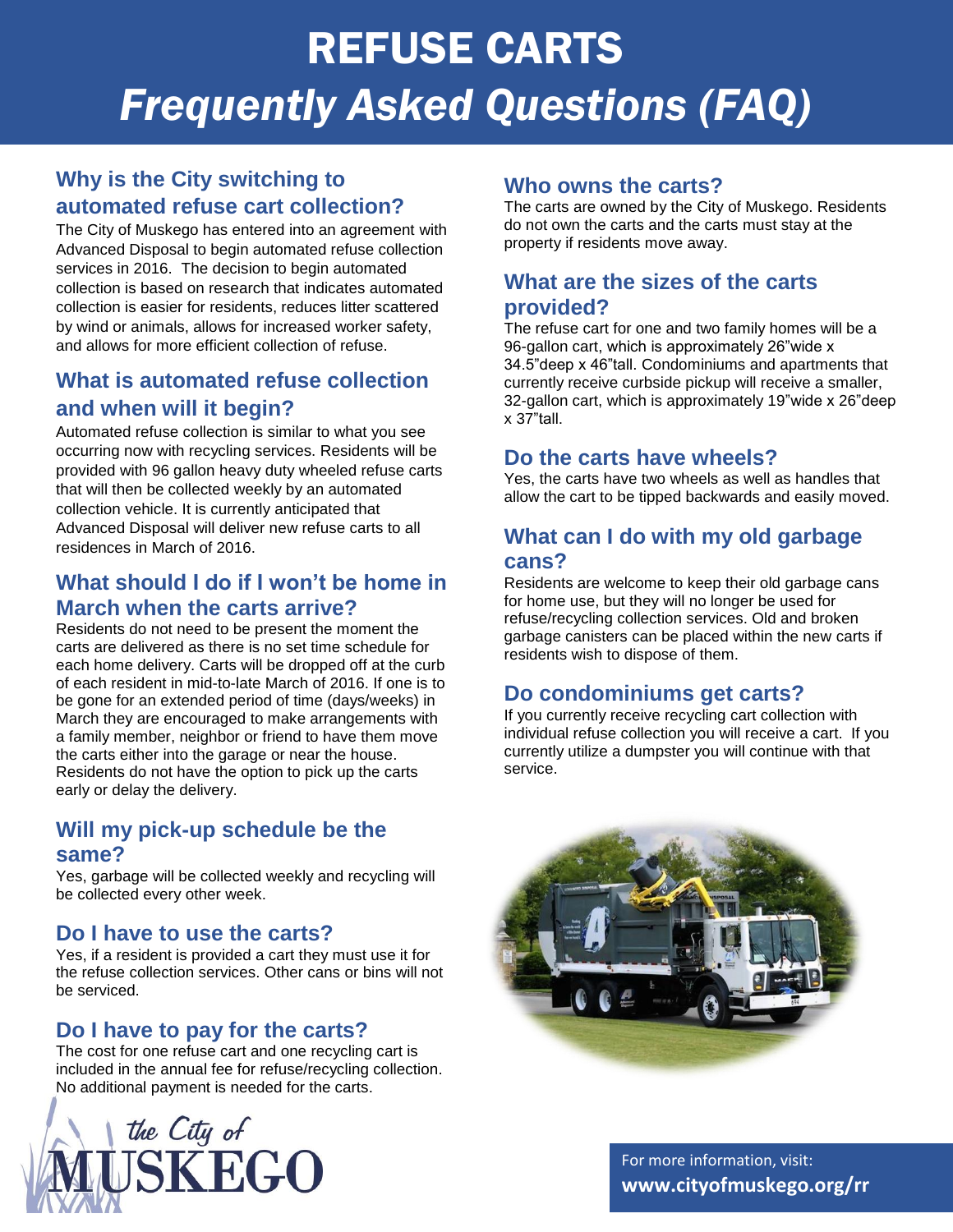# REFUSE CARTS

## *Frequently Asked Questions (FAQ)*

### Why is the City switching to automated refuse cart collection?

The City of Muskego has entered into an agreement with Advanced Disposal to begin automated refuse collection services in 2016. The decision to begin automated collection is based on research that indicates automated collection is easier for residents, reduces litter scattered by wind or animals, allows for increased worker safety, and allows for more efficient collection of refuse.

### What is automated refuse collection and when will it begin?

Automated refuse collection is similar to what you see occurring now with recycling services. Residents will be provided with 96 gallon heavy duty wheeled refuse carts that will then be collected weekly by an automated collection vehicle. It is currently anticipated that Advanced Disposal will deliver new refuse carts to all residences in March of 2016.

### What should I do if I won't be home in March when the carts arrive?

Residents do not need to be present the moment the carts are delivered as there is no set time schedule for each home delivery. Carts will be dropped off at the curb of each resident in mid-to-late March of 2016. If one is to be gone for an extended period of time (days/weeks) in March they are encouraged to make arrangements with a family member, neighbor or friend to have them move the carts either into the garage or near the house. Residents do not have the option to pick up the carts early or delay the delivery.

### Will my pick-up schedule be the same?

Yes, garbage will be collected weekly and recycling will be collected every other week.

### Do I have to use the carts?

Yes, if a resident is provided a cart they must use it for the refuse collection services. Other cans or bins will not be serviced.

### Do I have to pay for the carts?

The cost for one refuse cart and one recycling cart is included in the annual fee for refuse/recycling collection. No additional payment is needed for the carts.

### Who owns the carts?

The carts are owned by the City of Muskego. Residents do not own the carts and the carts must stay at the property if residents move away.

### What are the sizes of the carts provided?

The refuse cart for one and two family homes will be a 96-gallon cart, which is approximately 26"wide x 34.5"deep x 46"tall. Condominiums and apartments that currently receive curbside pickup will receive a smaller, 32-gallon cart, which is approximately 19"wide x 26"deep x 37"tall.

### Do the carts have wheels?

Yes, the carts have two wheels as well as handles that allow the cart to be tipped backwards and easily moved.

### What can I do with my old garbage cans?

Residents are welcome to keep their old garbage cans for home use, but they will no longer be used for refuse/recycling collection services. Old and broken garbage canisters can be placed within the new carts if residents wish to dispose of them.

### Do condominiums get carts?

If you currently receive recycling cart collection with individual refuse collection you will receive a cart. If you currently utilize a dumpster you will continue with that service.

the City of MUSKEGO

For more information, visit:
**www.cityofmuskego.org/rr**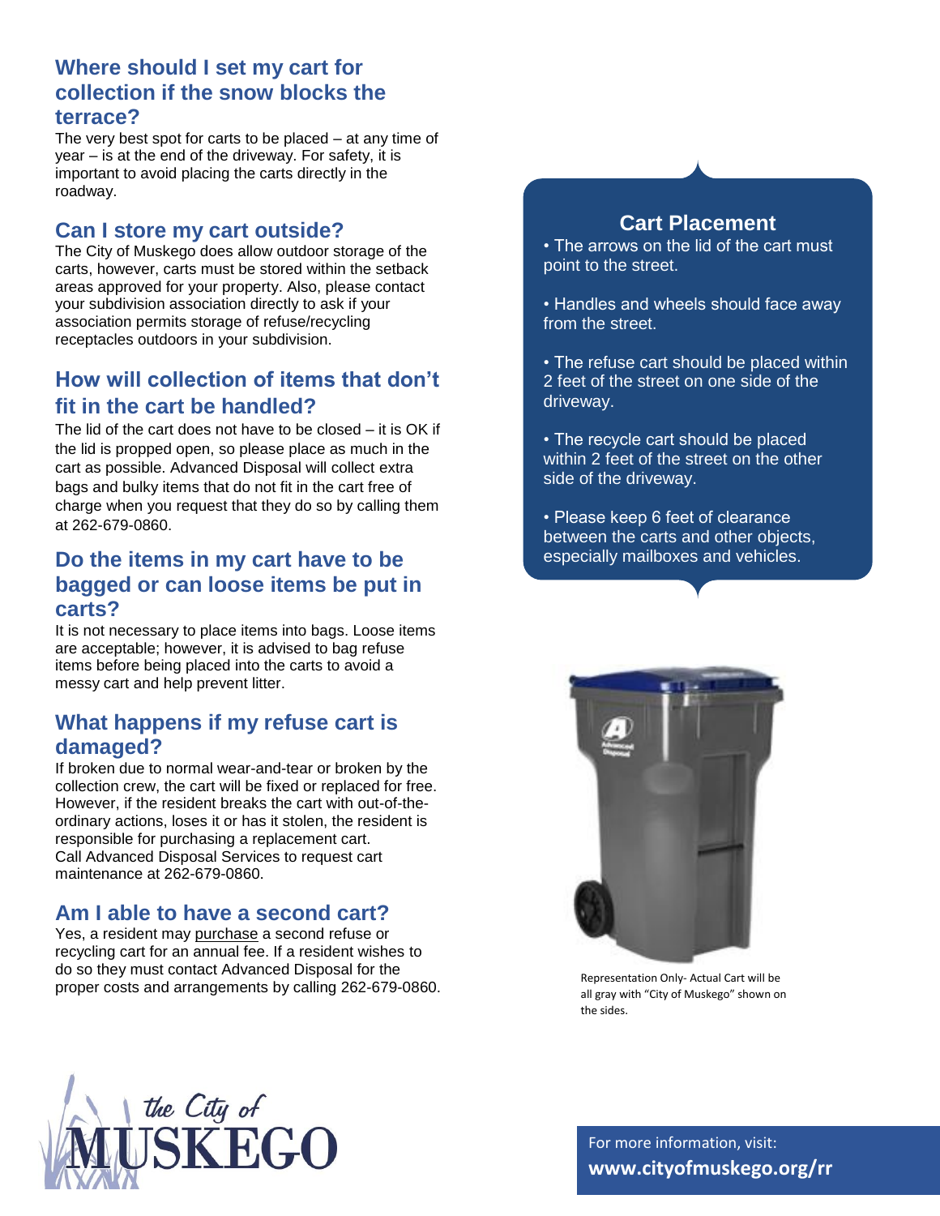## Where should I set my cart for collection if the snow blocks the terrace?

The very best spot for carts to be placed – at any time of year – is at the end of the driveway. For safety, it is important to avoid placing the carts directly in the roadway.

## Can I store my cart outside?

The City of Muskego does allow outdoor storage of the carts, however, carts must be stored within the setback areas approved for your property. Also, please contact your subdivision association directly to ask if your association permits storage of refuse/recycling receptacles outdoors in your subdivision.

## How will collection of items that don't fit in the cart be handled?

The lid of the cart does not have to be closed – it is OK if the lid is propped open, so please place as much in the cart as possible. Advanced Disposal will collect extra bags and bulky items that do not fit in the cart free of charge when you request that they do so by calling them at 262-679-0860.

## Do the items in my cart have to be bagged or can loose items be put in carts?

It is not necessary to place items into bags. Loose items are acceptable; however, it is advised to bag refuse items before being placed into the carts to avoid a messy cart and help prevent litter.

## What happens if my refuse cart is damaged?

If broken due to normal wear-and-tear or broken by the collection crew, the cart will be fixed or replaced for free. However, if the resident breaks the cart with out-of-the-ordinary actions, loses it or has it stolen, the resident is responsible for purchasing a replacement cart. Call Advanced Disposal Services to request cart maintenance at 262-679-0860.

## Am I able to have a second cart?

Yes, a resident may purchase a second refuse or recycling cart for an annual fee. If a resident wishes to do so they must contact Advanced Disposal for the proper costs and arrangements by calling 262-679-0860.

### Cart Placement

- The arrows on the lid of the cart must point to the street.
- Handles and wheels should face away from the street.
- The refuse cart should be placed within 2 feet of the street on one side of the driveway.
- The recycle cart should be placed within 2 feet of the street on the other side of the driveway.
- Please keep 6 feet of clearance between the carts and other objects, especially mailboxes and vehicles.

Representation Only- Actual Cart will be all gray with "City of Muskego" shown on the sides.

the City of MUSKEGO

For more information, visit:
**www.cityofmuskego.org/rr**